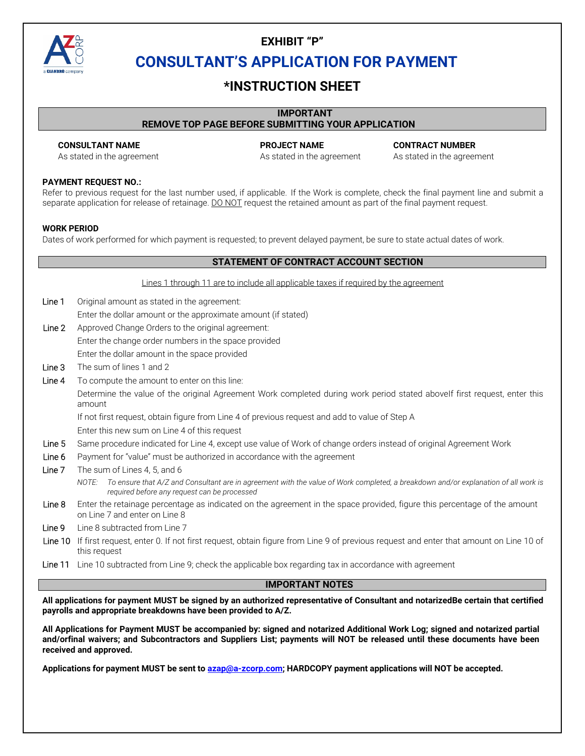# EXHIBIT "P"

# CONSULTANT'S APPLICATION FOR PAYMENT

## *INSTRUCTION SHEET

**IMPORTANT**
**REMOVE TOP PAGE BEFORE SUBMITTING YOUR APPLICATION**

| **CONSULTANT NAME** | **PROJECT NAME** | **CONTRACT NUMBER** |
|---|---|---|
| As stated in the agreement | As stated in the agreement | As stated in the agreement |

**PAYMENT REQUEST NO.:**
Refer to previous request for the last number used, if applicable. If the Work is complete, check the final payment line and submit a separate application for release of retainage. DO NOT request the retained amount as part of the final payment request.

**WORK PERIOD**
Dates of work performed for which payment is requested; to prevent delayed payment, be sure to state actual dates of work.

### STATEMENT OF CONTRACT ACCOUNT SECTION

Lines 1 through 11 are to include all applicable taxes if required by the agreement

- Line 1 Original amount as stated in the agreement:
  Enter the dollar amount or the approximate amount (if stated)
- Line 2 Approved Change Orders to the original agreement:
  Enter the change order numbers in the space provided
  Enter the dollar amount in the space provided
- Line 3 The sum of lines 1 and 2
- Line 4 To compute the amount to enter on this line:
  Determine the value of the original Agreement Work completed during work period stated aboveIf first request, enter this amount
  If not first request, obtain figure from Line 4 of previous request and add to value of Step A
  Enter this new sum on Line 4 of this request
- Line 5 Same procedure indicated for Line 4, except use value of Work of change orders instead of original Agreement Work
- Line 6 Payment for "value" must be authorized in accordance with the agreement
- Line 7 The sum of Lines 4, 5, and 6
  *NOTE: To ensure that A/Z and Consultant are in agreement with the value of Work completed, a breakdown and/or explanation of all work is required before any request can be processed*
- Line 8 Enter the retainage percentage as indicated on the agreement in the space provided, figure this percentage of the amount on Line 7 and enter on Line 8
- Line 9 Line 8 subtracted from Line 7
- Line 10 If first request, enter 0. If not first request, obtain figure from Line 9 of previous request and enter that amount on Line 10 of this request
- Line 11 Line 10 subtracted from Line 9; check the applicable box regarding tax in accordance with agreement

### IMPORTANT NOTES

**All applications for payment MUST be signed by an authorized representative of Consultant and notarizedBe certain that certified payrolls and appropriate breakdowns have been provided to A/Z.**

**All Applications for Payment MUST be accompanied by: signed and notarized Additional Work Log; signed and notarized partial and/orfinal waivers; and Subcontractors and Suppliers List; payments will NOT be released until these documents have been received and approved.**

**Applications for payment MUST be sent to azap@a-zcorp.com; HARDCOPY payment applications will NOT be accepted.**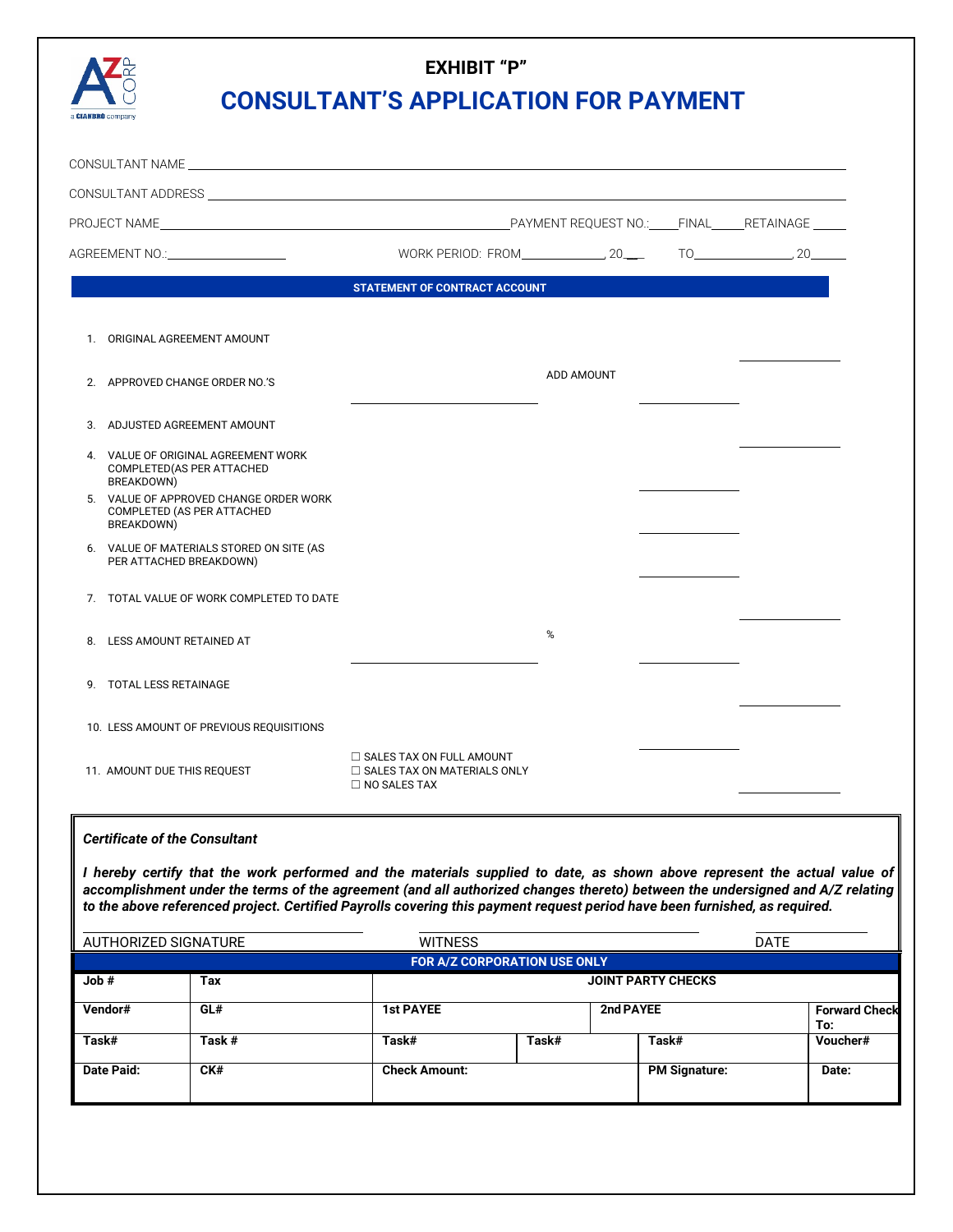# EXHIBIT "P"

## CONSULTANT'S APPLICATION FOR PAYMENT

CONSULTANT NAME ______________________________________________

CONSULTANT ADDRESS ______________________________________________

PROJECT NAME ______________________________ PAYMENT REQUEST NO.:____ FINAL____ RETAINAGE _____

AGREEMENT NO.:__________________ WORK PERIOD: FROM____________, 20___ TO______________, 20_____

**STATEMENT OF CONTRACT ACCOUNT**

1. ORIGINAL AGREEMENT AMOUNT ____________
2. APPROVED CHANGE ORDER NO.'S ____________________ ADD AMOUNT ____________
3. ADJUSTED AGREEMENT AMOUNT ____________
4. VALUE OF ORIGINAL AGREEMENT WORK COMPLETED(AS PER ATTACHED BREAKDOWN) ____________
5. VALUE OF APPROVED CHANGE ORDER WORK COMPLETED (AS PER ATTACHED BREAKDOWN) ____________
6. VALUE OF MATERIALS STORED ON SITE (AS PER ATTACHED BREAKDOWN) ____________
7. TOTAL VALUE OF WORK COMPLETED TO DATE ____________
8. LESS AMOUNT RETAINED AT ____________________ % ____________
9. TOTAL LESS RETAINAGE ____________
10. LESS AMOUNT OF PREVIOUS REQUISITIONS ____________
11. AMOUNT DUE THIS REQUEST
    - ☐ SALES TAX ON FULL AMOUNT
    - ☐ SALES TAX ON MATERIALS ONLY
    - ☐ NO SALES TAX

    ____________

***Certificate of the Consultant***

***I hereby certify that the work performed and the materials supplied to date, as shown above represent the actual value of accomplishment under the terms of the agreement (and all authorized changes thereto) between the undersigned and A/Z relating to the above referenced project. Certified Payrolls covering this payment request period have been furnished, as required.***

AUTHORIZED SIGNATURE ____________________ WITNESS ____________________ DATE ____________

**FOR A/Z CORPORATION USE ONLY**

| **Job #** | **Tax** | **JOINT PARTY CHECKS** | | | | |
|---|---|---|---|---|---|---|
| **Vendor#** | **GL#** | **1st PAYEE** | | **2nd PAYEE** | | **Forward Check To:** |
| **Task#** | **Task #** | **Task#** | **Task#** | | **Task#** | **Voucher#** |
| **Date Paid:** | **CK#** | **Check Amount:** | | | **PM Signature:** | **Date:** |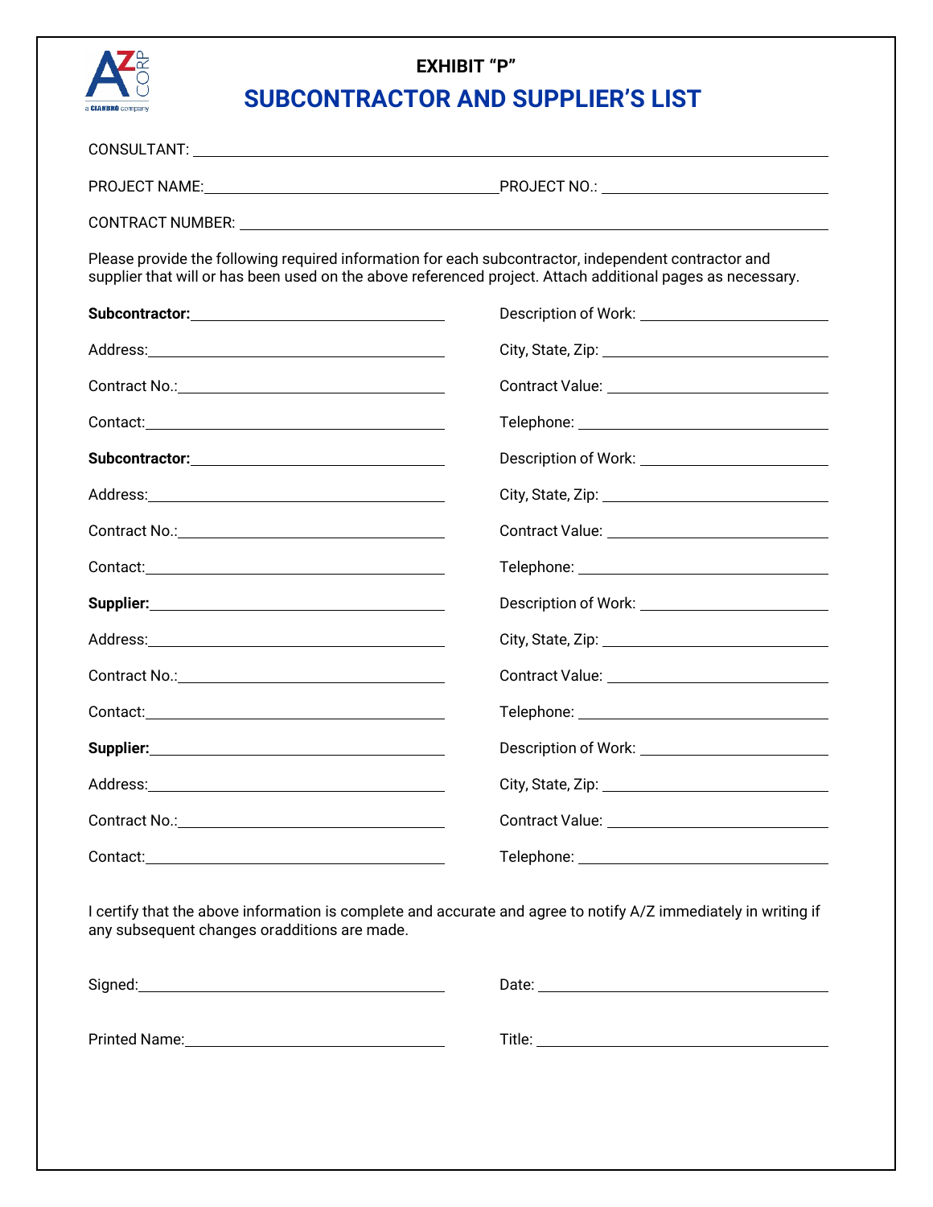# EXHIBIT "P"

## SUBCONTRACTOR AND SUPPLIER'S LIST

CONSULTANT: ______________________________

PROJECT NAME: ______________________________ PROJECT NO.: ______________________________

CONTRACT NUMBER: ______________________________

Please provide the following required information for each subcontractor, independent contractor and supplier that will or has been used on the above referenced project. Attach additional pages as necessary.

**Subcontractor:** ______________________________ Description of Work: ______________________________

Address: ______________________________ City, State, Zip: ______________________________

Contract No.: ______________________________ Contract Value: ______________________________

Contact: ______________________________ Telephone: ______________________________

**Subcontractor:** ______________________________ Description of Work: ______________________________

Address: ______________________________ City, State, Zip: ______________________________

Contract No.: ______________________________ Contract Value: ______________________________

Contact: ______________________________ Telephone: ______________________________

**Supplier:** ______________________________ Description of Work: ______________________________

Address: ______________________________ City, State, Zip: ______________________________

Contract No.: ______________________________ Contract Value: ______________________________

Contact: ______________________________ Telephone: ______________________________

**Supplier:** ______________________________ Description of Work: ______________________________

Address: ______________________________ City, State, Zip: ______________________________

Contract No.: ______________________________ Contract Value: ______________________________

Contact: ______________________________ Telephone: ______________________________

I certify that the above information is complete and accurate and agree to notify A/Z immediately in writing if any subsequent changes oradditions are made.

Signed: ______________________________ Date: ______________________________

Printed Name: ______________________________ Title: ______________________________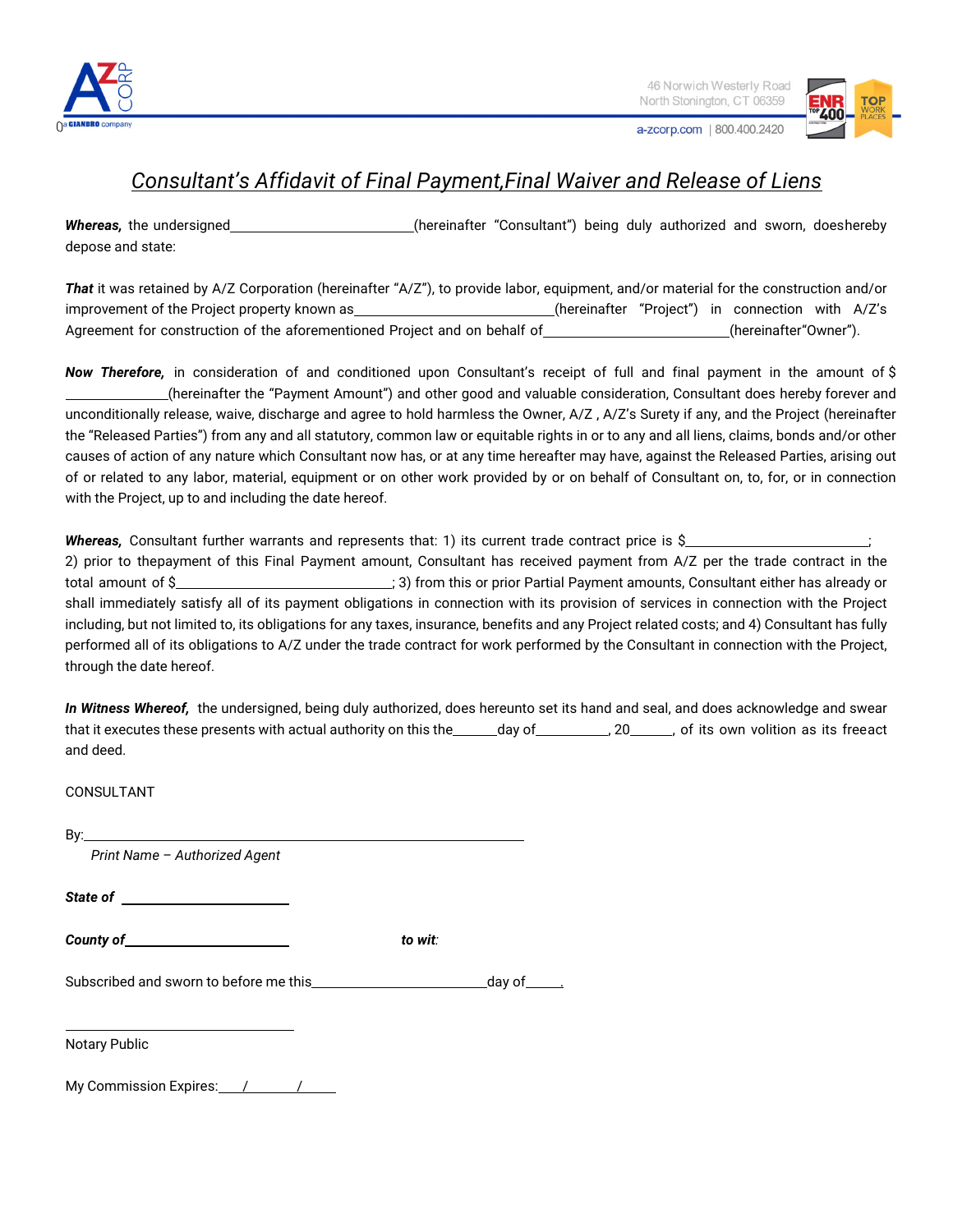# *Consultant's Affidavit of Final Payment,Final Waiver and Release of Liens*

***Whereas,*** the undersigned________________________(hereinafter "Consultant") being duly authorized and sworn, doeshereby depose and state:

***That*** it was retained by A/Z Corporation (hereinafter "A/Z"), to provide labor, equipment, and/or material for the construction and/or improvement of the Project property known as__________________________(hereinafter "Project") in connection with A/Z's Agreement for construction of the aforementioned Project and on behalf of________________________(hereinafter"Owner").

***Now Therefore,*** in consideration of and conditioned upon Consultant's receipt of full and final payment in the amount of $ ____________(hereinafter the "Payment Amount") and other good and valuable consideration, Consultant does hereby forever and unconditionally release, waive, discharge and agree to hold harmless the Owner, A/Z , A/Z's Surety if any, and the Project (hereinafter the "Released Parties") from any and all statutory, common law or equitable rights in or to any and all liens, claims, bonds and/or other causes of action of any nature which Consultant now has, or at any time hereafter may have, against the Released Parties, arising out of or related to any labor, material, equipment or on other work provided by or on behalf of Consultant on, to, for, or in connection with the Project, up to and including the date hereof.

***Whereas,*** Consultant further warrants and represents that: 1) its current trade contract price is $________________________; 2) prior to thepayment of this Final Payment amount, Consultant has received payment from A/Z per the trade contract in the total amount of $____________________________; 3) from this or prior Partial Payment amounts, Consultant either has already or shall immediately satisfy all of its payment obligations in connection with its provision of services in connection with the Project including, but not limited to, its obligations for any taxes, insurance, benefits and any Project related costs; and 4) Consultant has fully performed all of its obligations to A/Z under the trade contract for work performed by the Consultant in connection with the Project, through the date hereof.

***In Witness Whereof,*** the undersigned, being duly authorized, does hereunto set its hand and seal, and does acknowledge and swear that it executes these presents with actual authority on this the______day of__________, 20______, of its own volition as its freeact and deed.

CONSULTANT

By:__________________________________________________________

*Print Name – Authorized Agent*

***State of*** ________________________

***County of***________________________ ***to wit:***

Subscribed and sworn to before me this________________________day of_____.

______________________________

Notary Public

My Commission Expires:___/_______/_____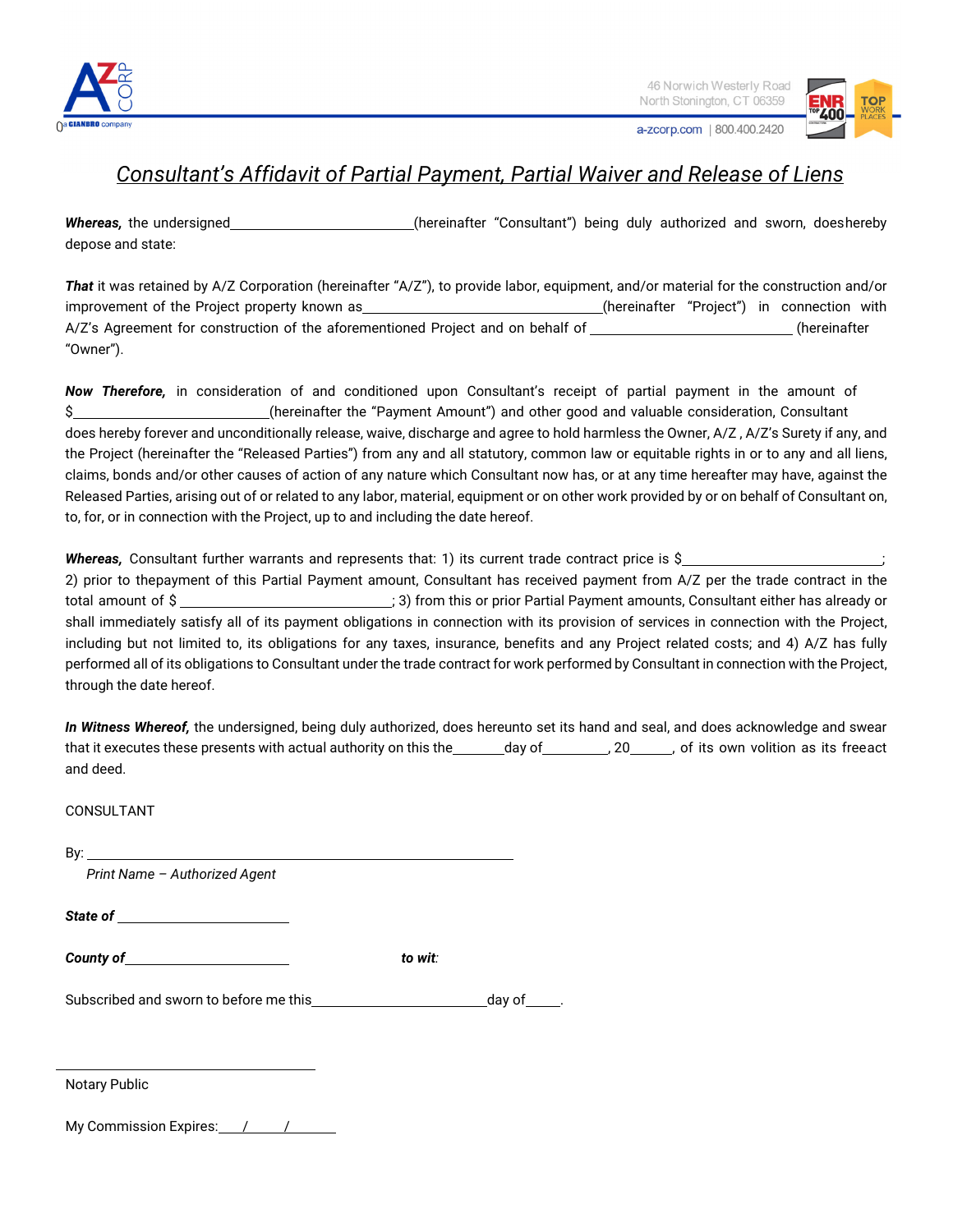46 Norwich Westerly Road
North Stonington, CT 06359

a-zcorp.com | 800.400.2420

# *Consultant's Affidavit of Partial Payment, Partial Waiver and Release of Liens*

***Whereas,*** the undersigned________________________(hereinafter "Consultant") being duly authorized and sworn, doeshereby depose and state:

***That*** it was retained by A/Z Corporation (hereinafter "A/Z"), to provide labor, equipment, and/or material for the construction and/or improvement of the Project property known as________________________________(hereinafter "Project") in connection with A/Z's Agreement for construction of the aforementioned Project and on behalf of ____________________________ (hereinafter "Owner").

***Now Therefore,*** in consideration of and conditioned upon Consultant's receipt of partial payment in the amount of $__________________________(hereinafter the "Payment Amount") and other good and valuable consideration, Consultant does hereby forever and unconditionally release, waive, discharge and agree to hold harmless the Owner, A/Z , A/Z's Surety if any, and the Project (hereinafter the "Released Parties") from any and all statutory, common law or equitable rights in or to any and all liens, claims, bonds and/or other causes of action of any nature which Consultant now has, or at any time hereafter may have, against the Released Parties, arising out of or related to any labor, material, equipment or on other work provided by or on behalf of Consultant on, to, for, or in connection with the Project, up to and including the date hereof.

***Whereas,*** Consultant further warrants and represents that: 1) its current trade contract price is $__________________________; 2) prior to thepayment of this Partial Payment amount, Consultant has received payment from A/Z per the trade contract in the total amount of $ _____________________________; 3) from this or prior Partial Payment amounts, Consultant either has already or shall immediately satisfy all of its payment obligations in connection with its provision of services in connection with the Project, including but not limited to, its obligations for any taxes, insurance, benefits and any Project related costs; and 4) A/Z has fully performed all of its obligations to Consultant under the trade contract for work performed by Consultant in connection with the Project, through the date hereof.

***In Witness Whereof,*** the undersigned, being duly authorized, does hereunto set its hand and seal, and does acknowledge and swear that it executes these presents with actual authority on this the_______day of_________, 20______, of its own volition as its freeact and deed.

CONSULTANT

By: ____________________________________________________________
*Print Name – Authorized Agent*

***State of*** ________________________

***County of***________________________ ***to wit:***

Subscribed and sworn to before me this________________________day of_____.

____________________________________
Notary Public

My Commission Expires:____/_____/_______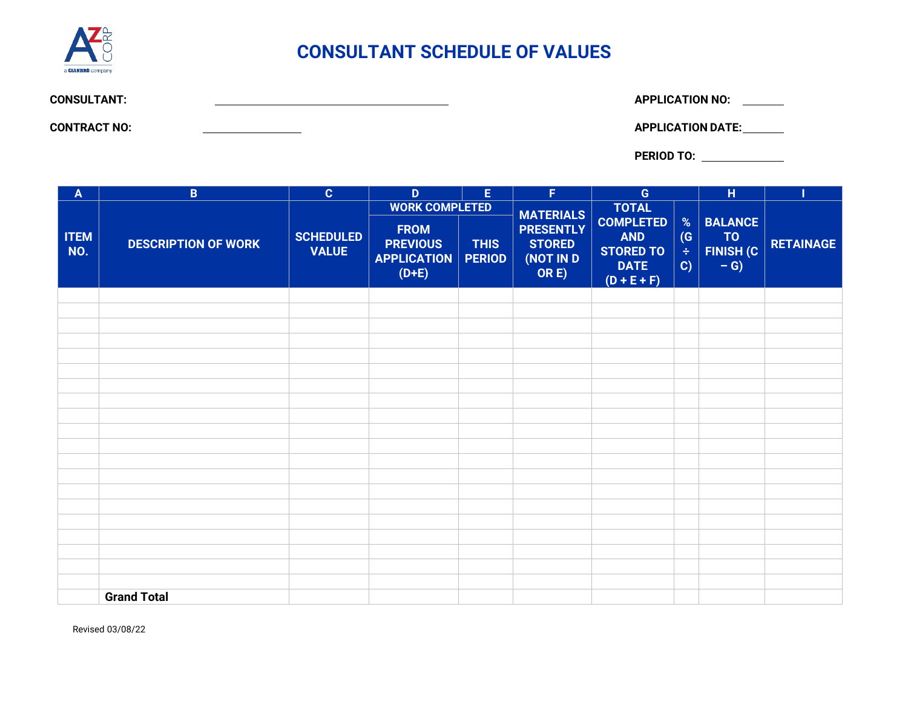# CONSULTANT SCHEDULE OF VALUES

**CONSULTANT:** ______________________________ **APPLICATION NO:** ________

**CONTRACT NO:** ______________ **APPLICATION DATE:** ________

**PERIOD TO:** ______________

| A | B | C | D | E | F | G | | H | I |
|---|---|---|---|---|---|---|---|---|---|
| ITEM NO. | DESCRIPTION OF WORK | SCHEDULED VALUE | WORK COMPLETED | | MATERIALS PRESENTLY STORED (NOT IN D OR E) | TOTAL COMPLETED AND STORED TO DATE (D + E + F) | % (G ÷ C) | BALANCE TO FINISH (C – G) | RETAINAGE |
| | | | FROM PREVIOUS APPLICATION (D+E) | THIS PERIOD | | | | | |
| | | | | | | | | | |
| | | | | | | | | | |
| | | | | | | | | | |
| | | | | | | | | | |
| | | | | | | | | | |
| | | | | | | | | | |
| | | | | | | | | | |
| | | | | | | | | | |
| | | | | | | | | | |
| | | | | | | | | | |
| | | | | | | | | | |
| | | | | | | | | | |
| | | | | | | | | | |
| | | | | | | | | | |
| | | | | | | | | | |
| | | | | | | | | | |
| | | | | | | | | | |
| | | | | | | | | | |
| | | | | | | | | | |
| | | | | | | | | | |
| | **Grand Total** | | | | | | | | |

Revised 03/08/22